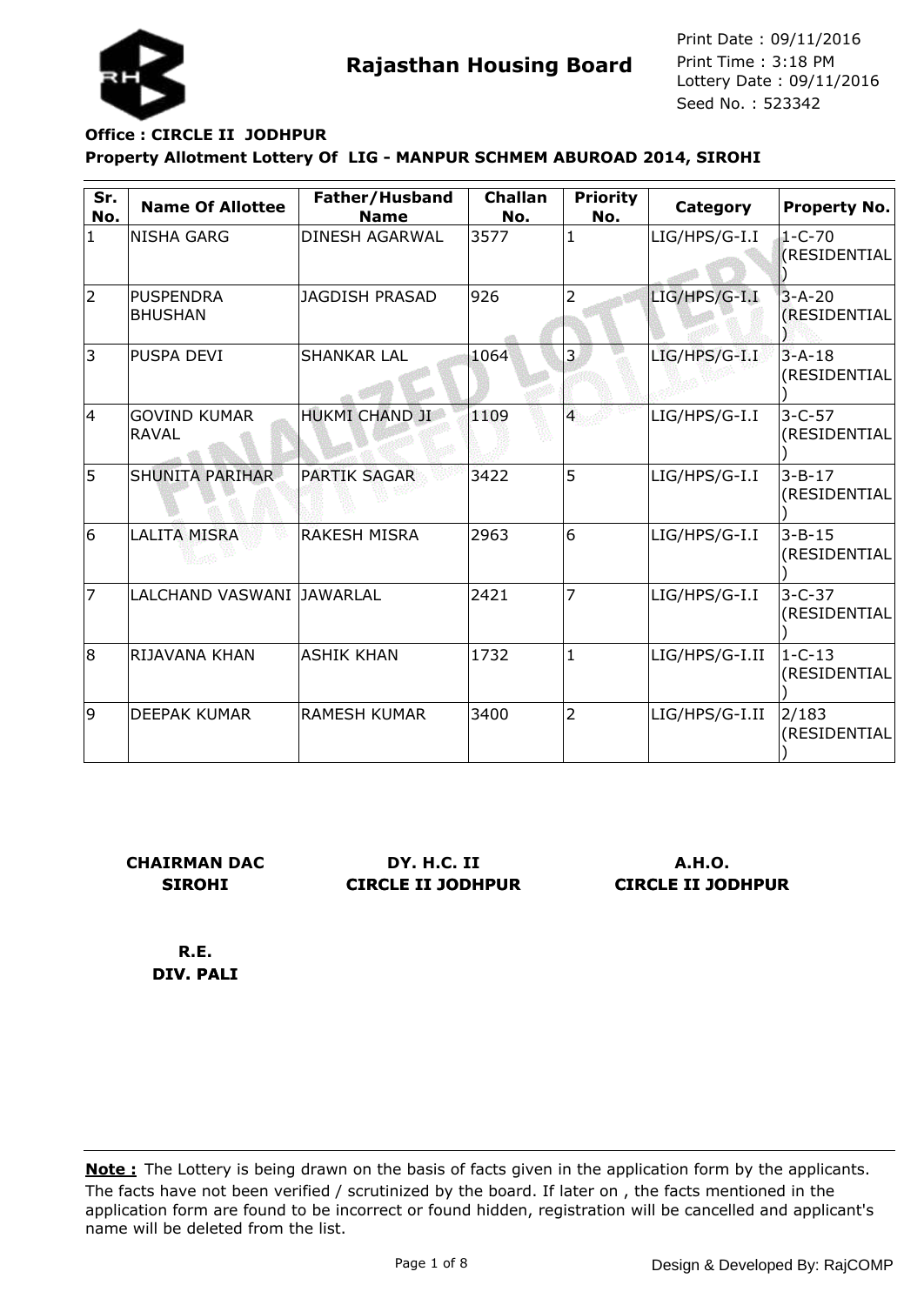# Rajasthan Housing Board

Print Date : 09/11/2016
Print Time : 3:18 PM
Lottery Date : 09/11/2016
Seed No. : 523342

**Office : CIRCLE II JODHPUR**

**Property Allotment Lottery Of LIG - MANPUR SCHMEM ABUROAD 2014, SIROHI**

| Sr. No. | Name Of Allottee | Father/Husband Name | Challan No. | Priority No. | Category | Property No. |
|---|---|---|---|---|---|---|
| 1 | NISHA GARG | DINESH AGARWAL | 3577 | 1 | LIG/HPS/G-I.I | 1-C-70 (RESIDENTIAL) |
| 2 | PUSPENDRA BHUSHAN | JAGDISH PRASAD | 926 | 2 | LIG/HPS/G-I.I | 3-A-20 (RESIDENTIAL) |
| 3 | PUSPA DEVI | SHANKAR LAL | 1064 | 3 | LIG/HPS/G-I.I | 3-A-18 (RESIDENTIAL) |
| 4 | GOVIND KUMAR RAVAL | HUKMI CHAND JI | 1109 | 4 | LIG/HPS/G-I.I | 3-C-57 (RESIDENTIAL) |
| 5 | SHUNITA PARIHAR | PARTIK SAGAR | 3422 | 5 | LIG/HPS/G-I.I | 3-B-17 (RESIDENTIAL) |
| 6 | LALITA MISRA | RAKESH MISRA | 2963 | 6 | LIG/HPS/G-I.I | 3-B-15 (RESIDENTIAL) |
| 7 | LALCHAND VASWANI | JAWARLAL | 2421 | 7 | LIG/HPS/G-I.I | 3-C-37 (RESIDENTIAL) |
| 8 | RIJAVANA KHAN | ASHIK KHAN | 1732 | 1 | LIG/HPS/G-I.II | 1-C-13 (RESIDENTIAL) |
| 9 | DEEPAK KUMAR | RAMESH KUMAR | 3400 | 2 | LIG/HPS/G-I.II | 2/183 (RESIDENTIAL) |

**CHAIRMAN DAC SIROHI**

**DY. H.C. II CIRCLE II JODHPUR**

**A.H.O. CIRCLE II JODHPUR**

**R.E. DIV. PALI**

**Note :** The Lottery is being drawn on the basis of facts given in the application form by the applicants. The facts have not been verified / scrutinized by the board. If later on , the facts mentioned in the application form are found to be incorrect or found hidden, registration will be cancelled and applicant's name will be deleted from the list.

Design & Developed By: RajCOMP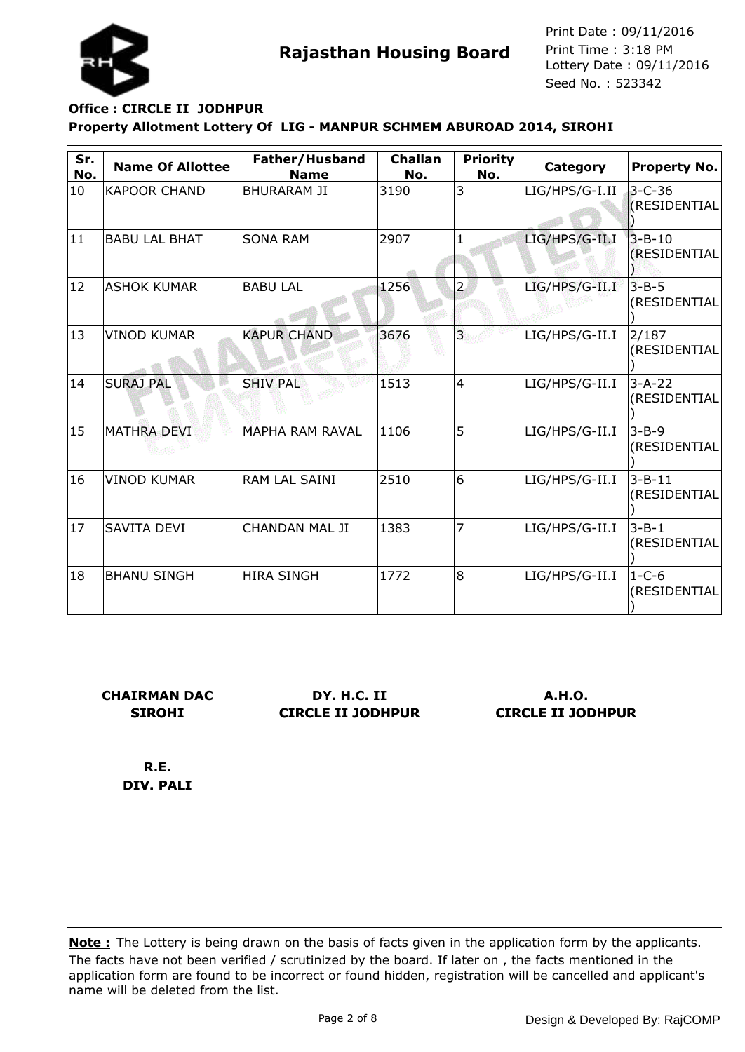**Rajasthan Housing Board**

Print Date : 09/11/2016
Print Time : 3:18 PM
Lottery Date : 09/11/2016
Seed No. : 523342

**Office : CIRCLE II JODHPUR**

**Property Allotment Lottery Of LIG - MANPUR SCHMEM ABUROAD 2014, SIROHI**

| Sr. No. | Name Of Allottee | Father/Husband Name | Challan No. | Priority No. | Category | Property No. |
|---|---|---|---|---|---|---|
| 10 | KAPOOR CHAND | BHURARAM JI | 3190 | 3 | LIG/HPS/G-I.II | 3-C-36 (RESIDENTIAL) |
| 11 | BABU LAL BHAT | SONA RAM | 2907 | 1 | LIG/HPS/G-II.I | 3-B-10 (RESIDENTIAL) |
| 12 | ASHOK KUMAR | BABU LAL | 1256 | 2 | LIG/HPS/G-II.I | 3-B-5 (RESIDENTIAL) |
| 13 | VINOD KUMAR | KAPUR CHAND | 3676 | 3 | LIG/HPS/G-II.I | 2/187 (RESIDENTIAL) |
| 14 | SURAJ PAL | SHIV PAL | 1513 | 4 | LIG/HPS/G-II.I | 3-A-22 (RESIDENTIAL) |
| 15 | MATHRA DEVI | MAPHA RAM RAVAL | 1106 | 5 | LIG/HPS/G-II.I | 3-B-9 (RESIDENTIAL) |
| 16 | VINOD KUMAR | RAM LAL SAINI | 2510 | 6 | LIG/HPS/G-II.I | 3-B-11 (RESIDENTIAL) |
| 17 | SAVITA DEVI | CHANDAN MAL JI | 1383 | 7 | LIG/HPS/G-II.I | 3-B-1 (RESIDENTIAL) |
| 18 | BHANU SINGH | HIRA SINGH | 1772 | 8 | LIG/HPS/G-II.I | 1-C-6 (RESIDENTIAL) |

**CHAIRMAN DAC**
**SIROHI**

**DY. H.C. II**
**CIRCLE II JODHPUR**

**A.H.O.**
**CIRCLE II JODHPUR**

**R.E.**
**DIV. PALI**

**Note :** The Lottery is being drawn on the basis of facts given in the application form by the applicants. The facts have not been verified / scrutinized by the board. If later on , the facts mentioned in the application form are found to be incorrect or found hidden, registration will be cancelled and applicant's name will be deleted from the list.

Design & Developed By: RajCOMP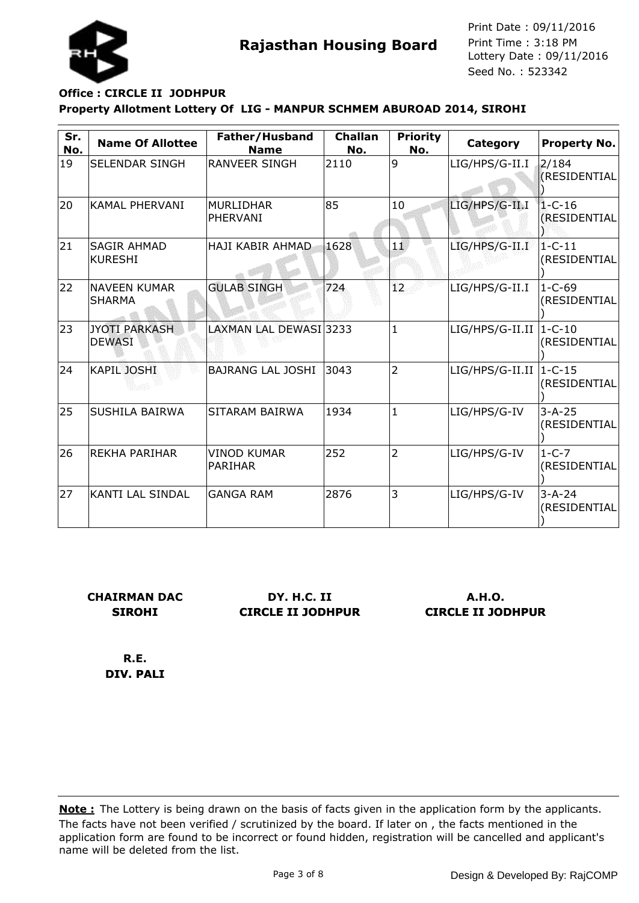**Rajasthan Housing Board**

Print Date : 09/11/2016
Print Time : 3:18 PM
Lottery Date : 09/11/2016
Seed No. : 523342

**Office : CIRCLE II JODHPUR**

**Property Allotment Lottery Of LIG - MANPUR SCHMEM ABUROAD 2014, SIROHI**

| Sr. No. | Name Of Allottee | Father/Husband Name | Challan No. | Priority No. | Category | Property No. |
|---|---|---|---|---|---|---|
| 19 | SELENDAR SINGH | RANVEER SINGH | 2110 | 9 | LIG/HPS/G-II.I | 2/184 (RESIDENTIAL) |
| 20 | KAMAL PHERVANI | MURLIDHAR PHERVANI | 85 | 10 | LIG/HPS/G-II.I | 1-C-16 (RESIDENTIAL) |
| 21 | SAGIR AHMAD KURESHI | HAJI KABIR AHMAD | 1628 | 11 | LIG/HPS/G-II.I | 1-C-11 (RESIDENTIAL) |
| 22 | NAVEEN KUMAR SHARMA | GULAB SINGH | 724 | 12 | LIG/HPS/G-II.I | 1-C-69 (RESIDENTIAL) |
| 23 | JYOTI PARKASH DEWASI | LAXMAN LAL DEWASI | 3233 | 1 | LIG/HPS/G-II.II | 1-C-10 (RESIDENTIAL) |
| 24 | KAPIL JOSHI | BAJRANG LAL JOSHI | 3043 | 2 | LIG/HPS/G-II.II | 1-C-15 (RESIDENTIAL) |
| 25 | SUSHILA BAIRWA | SITARAM BAIRWA | 1934 | 1 | LIG/HPS/G-IV | 3-A-25 (RESIDENTIAL) |
| 26 | REKHA PARIHAR | VINOD KUMAR PARIHAR | 252 | 2 | LIG/HPS/G-IV | 1-C-7 (RESIDENTIAL) |
| 27 | KANTI LAL SINDAL | GANGA RAM | 2876 | 3 | LIG/HPS/G-IV | 3-A-24 (RESIDENTIAL) |

**CHAIRMAN DAC**
**SIROHI**

**DY. H.C. II**
**CIRCLE II JODHPUR**

**A.H.O.**
**CIRCLE II JODHPUR**

**R.E.**
**DIV. PALI**

**Note :** The Lottery is being drawn on the basis of facts given in the application form by the applicants. The facts have not been verified / scrutinized by the board. If later on , the facts mentioned in the application form are found to be incorrect or found hidden, registration will be cancelled and applicant's name will be deleted from the list.

Design & Developed By: RajCOMP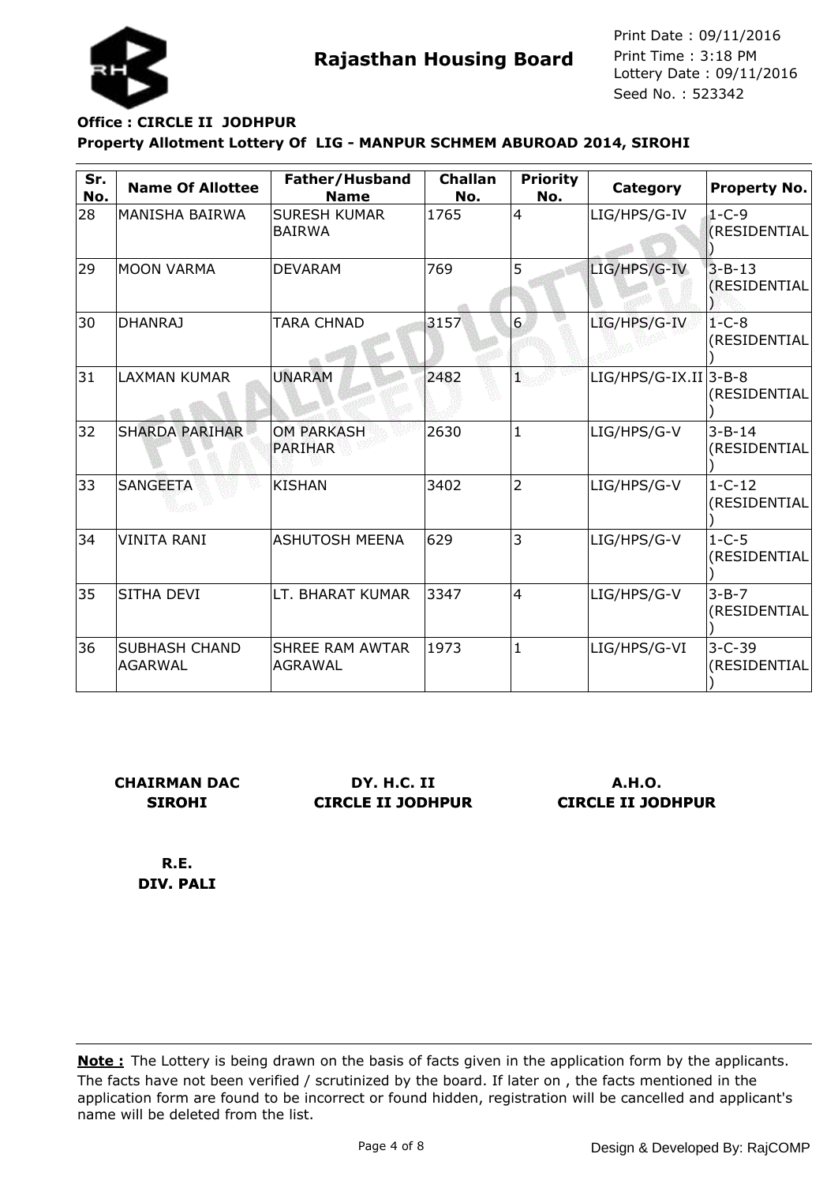**Rajasthan Housing Board**

Print Date : 09/11/2016
Print Time : 3:18 PM
Lottery Date : 09/11/2016
Seed No. : 523342

**Office : CIRCLE II JODHPUR**

**Property Allotment Lottery Of LIG - MANPUR SCHMEM ABUROAD 2014, SIROHI**

| Sr. No. | Name Of Allottee | Father/Husband Name | Challan No. | Priority No. | Category | Property No. |
|---|---|---|---|---|---|---|
| 28 | MANISHA BAIRWA | SURESH KUMAR BAIRWA | 1765 | 4 | LIG/HPS/G-IV | 1-C-9 (RESIDENTIAL) |
| 29 | MOON VARMA | DEVARAM | 769 | 5 | LIG/HPS/G-IV | 3-B-13 (RESIDENTIAL) |
| 30 | DHANRAJ | TARA CHNAD | 3157 | 6 | LIG/HPS/G-IV | 1-C-8 (RESIDENTIAL) |
| 31 | LAXMAN KUMAR | UNARAM | 2482 | 1 | LIG/HPS/G-IX.II | 3-B-8 (RESIDENTIAL) |
| 32 | SHARDA PARIHAR | OM PARKASH PARIHAR | 2630 | 1 | LIG/HPS/G-V | 3-B-14 (RESIDENTIAL) |
| 33 | SANGEETA | KISHAN | 3402 | 2 | LIG/HPS/G-V | 1-C-12 (RESIDENTIAL) |
| 34 | VINITA RANI | ASHUTOSH MEENA | 629 | 3 | LIG/HPS/G-V | 1-C-5 (RESIDENTIAL) |
| 35 | SITHA DEVI | LT. BHARAT KUMAR | 3347 | 4 | LIG/HPS/G-V | 3-B-7 (RESIDENTIAL) |
| 36 | SUBHASH CHAND AGARWAL | SHREE RAM AWTAR AGRAWAL | 1973 | 1 | LIG/HPS/G-VI | 3-C-39 (RESIDENTIAL) |

**CHAIRMAN DAC**
**SIROHI**

**DY. H.C. II**
**CIRCLE II JODHPUR**

**A.H.O.**
**CIRCLE II JODHPUR**

**R.E.**
**DIV. PALI**

**Note :** The Lottery is being drawn on the basis of facts given in the application form by the applicants. The facts have not been verified / scrutinized by the board. If later on , the facts mentioned in the application form are found to be incorrect or found hidden, registration will be cancelled and applicant's name will be deleted from the list.

Design & Developed By: RajCOMP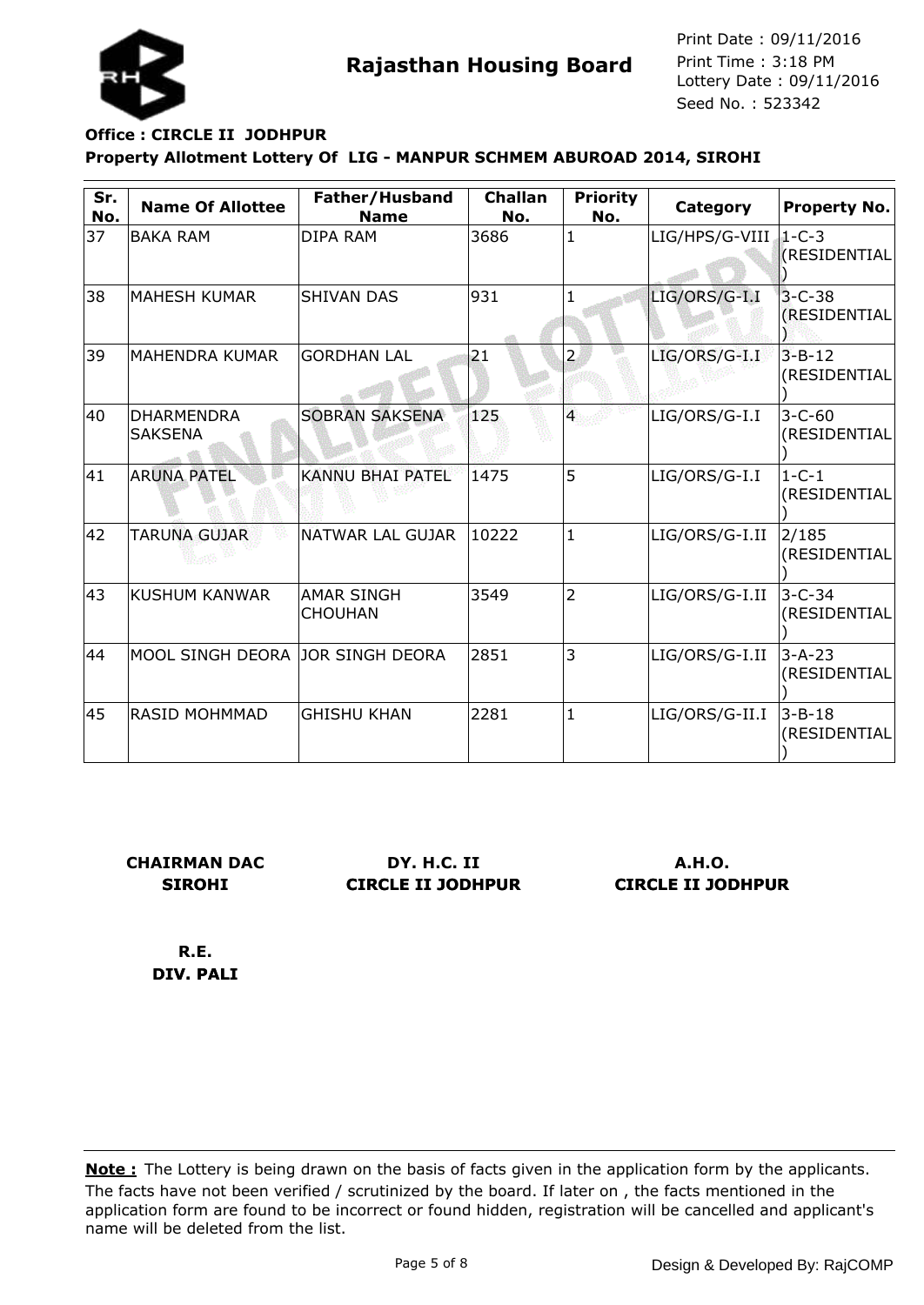# Rajasthan Housing Board

Print Date : 09/11/2016
Print Time : 3:18 PM
Lottery Date : 09/11/2016
Seed No. : 523342

**Office : CIRCLE II JODHPUR**

**Property Allotment Lottery Of LIG - MANPUR SCHMEM ABUROAD 2014, SIROHI**

| Sr. No. | Name Of Allottee | Father/Husband Name | Challan No. | Priority No. | Category | Property No. |
|---|---|---|---|---|---|---|
| 37 | BAKA RAM | DIPA RAM | 3686 | 1 | LIG/HPS/G-VIII | 1-C-3 (RESIDENTIAL) |
| 38 | MAHESH KUMAR | SHIVAN DAS | 931 | 1 | LIG/ORS/G-I.I | 3-C-38 (RESIDENTIAL) |
| 39 | MAHENDRA KUMAR | GORDHAN LAL | 21 | 2 | LIG/ORS/G-I.I | 3-B-12 (RESIDENTIAL) |
| 40 | DHARMENDRA SAKSENA | SOBRAN SAKSENA | 125 | 4 | LIG/ORS/G-I.I | 3-C-60 (RESIDENTIAL) |
| 41 | ARUNA PATEL | KANNU BHAI PATEL | 1475 | 5 | LIG/ORS/G-I.I | 1-C-1 (RESIDENTIAL) |
| 42 | TARUNA GUJAR | NATWAR LAL GUJAR | 10222 | 1 | LIG/ORS/G-I.II | 2/185 (RESIDENTIAL) |
| 43 | KUSHUM KANWAR | AMAR SINGH CHOUHAN | 3549 | 2 | LIG/ORS/G-I.II | 3-C-34 (RESIDENTIAL) |
| 44 | MOOL SINGH DEORA | JOR SINGH DEORA | 2851 | 3 | LIG/ORS/G-I.II | 3-A-23 (RESIDENTIAL) |
| 45 | RASID MOHMMAD | GHISHU KHAN | 2281 | 1 | LIG/ORS/G-II.I | 3-B-18 (RESIDENTIAL) |

**CHAIRMAN DAC**
**SIROHI**

**DY. H.C. II**
**CIRCLE II JODHPUR**

**A.H.O.**
**CIRCLE II JODHPUR**

**R.E.**
**DIV. PALI**

**Note :** The Lottery is being drawn on the basis of facts given in the application form by the applicants. The facts have not been verified / scrutinized by the board. If later on , the facts mentioned in the application form are found to be incorrect or found hidden, registration will be cancelled and applicant's name will be deleted from the list.

Design & Developed By: RajCOMP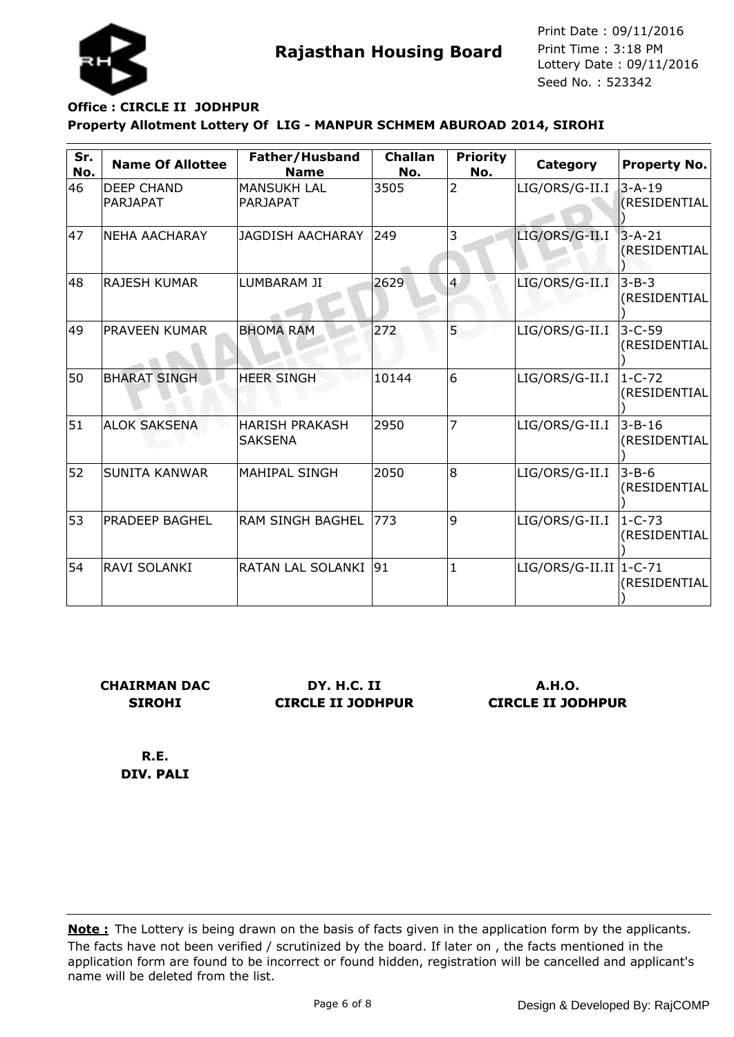# Rajasthan Housing Board

Print Date : 09/11/2016
Print Time : 3:18 PM
Lottery Date : 09/11/2016
Seed No. : 523342

**Office : CIRCLE II JODHPUR**

**Property Allotment Lottery Of LIG - MANPUR SCHMEM ABUROAD 2014, SIROHI**

| Sr. No. | Name Of Allottee | Father/Husband Name | Challan No. | Priority No. | Category | Property No. |
|---|---|---|---|---|---|---|
| 46 | DEEP CHAND PARJAPAT | MANSUKH LAL PARJAPAT | 3505 | 2 | LIG/ORS/G-II.I | 3-A-19 (RESIDENTIAL) |
| 47 | NEHA AACHARAY | JAGDISH AACHARAY | 249 | 3 | LIG/ORS/G-II.I | 3-A-21 (RESIDENTIAL) |
| 48 | RAJESH KUMAR | LUMBARAM JI | 2629 | 4 | LIG/ORS/G-II.I | 3-B-3 (RESIDENTIAL) |
| 49 | PRAVEEN KUMAR | BHOMA RAM | 272 | 5 | LIG/ORS/G-II.I | 3-C-59 (RESIDENTIAL) |
| 50 | BHARAT SINGH | HEER SINGH | 10144 | 6 | LIG/ORS/G-II.I | 1-C-72 (RESIDENTIAL) |
| 51 | ALOK SAKSENA | HARISH PRAKASH SAKSENA | 2950 | 7 | LIG/ORS/G-II.I | 3-B-16 (RESIDENTIAL) |
| 52 | SUNITA KANWAR | MAHIPAL SINGH | 2050 | 8 | LIG/ORS/G-II.I | 3-B-6 (RESIDENTIAL) |
| 53 | PRADEEP BAGHEL | RAM SINGH BAGHEL | 773 | 9 | LIG/ORS/G-II.I | 1-C-73 (RESIDENTIAL) |
| 54 | RAVI SOLANKI | RATAN LAL SOLANKI | 91 | 1 | LIG/ORS/G-II.II | 1-C-71 (RESIDENTIAL) |

**CHAIRMAN DAC**
**SIROHI**

**DY. H.C. II**
**CIRCLE II JODHPUR**

**A.H.O.**
**CIRCLE II JODHPUR**

**R.E.**
**DIV. PALI**

**Note :** The Lottery is being drawn on the basis of facts given in the application form by the applicants. The facts have not been verified / scrutinized by the board. If later on , the facts mentioned in the application form are found to be incorrect or found hidden, registration will be cancelled and applicant's name will be deleted from the list.

Design & Developed By: RajCOMP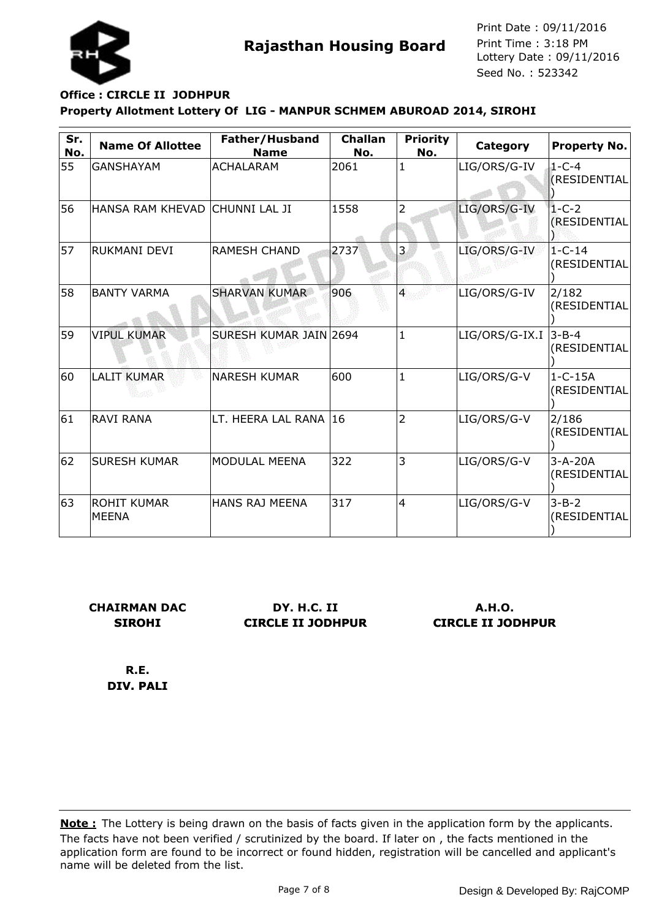# Rajasthan Housing Board

Print Date : 09/11/2016
Print Time : 3:18 PM
Lottery Date : 09/11/2016
Seed No. : 523342

**Office : CIRCLE II JODHPUR**

**Property Allotment Lottery Of LIG - MANPUR SCHMEM ABUROAD 2014, SIROHI**

| Sr. No. | Name Of Allottee | Father/Husband Name | Challan No. | Priority No. | Category | Property No. |
|---|---|---|---|---|---|---|
| 55 | GANSHAYAM | ACHALARAM | 2061 | 1 | LIG/ORS/G-IV | 1-C-4 (RESIDENTIAL) |
| 56 | HANSA RAM KHEVAD | CHUNNI LAL JI | 1558 | 2 | LIG/ORS/G-IV | 1-C-2 (RESIDENTIAL) |
| 57 | RUKMANI DEVI | RAMESH CHAND | 2737 | 3 | LIG/ORS/G-IV | 1-C-14 (RESIDENTIAL) |
| 58 | BANTY VARMA | SHARVAN KUMAR | 906 | 4 | LIG/ORS/G-IV | 2/182 (RESIDENTIAL) |
| 59 | VIPUL KUMAR | SURESH KUMAR JAIN | 2694 | 1 | LIG/ORS/G-IX.I | 3-B-4 (RESIDENTIAL) |
| 60 | LALIT KUMAR | NARESH KUMAR | 600 | 1 | LIG/ORS/G-V | 1-C-15A (RESIDENTIAL) |
| 61 | RAVI RANA | LT. HEERA LAL RANA | 16 | 2 | LIG/ORS/G-V | 2/186 (RESIDENTIAL) |
| 62 | SURESH KUMAR | MODULAL MEENA | 322 | 3 | LIG/ORS/G-V | 3-A-20A (RESIDENTIAL) |
| 63 | ROHIT KUMAR MEENA | HANS RAJ MEENA | 317 | 4 | LIG/ORS/G-V | 3-B-2 (RESIDENTIAL) |

**CHAIRMAN DAC**
**SIROHI**

**DY. H.C. II**
**CIRCLE II JODHPUR**

**A.H.O.**
**CIRCLE II JODHPUR**

**R.E.**
**DIV. PALI**

**Note :** The Lottery is being drawn on the basis of facts given in the application form by the applicants. The facts have not been verified / scrutinized by the board. If later on , the facts mentioned in the application form are found to be incorrect or found hidden, registration will be cancelled and applicant's name will be deleted from the list.

Design & Developed By: RajCOMP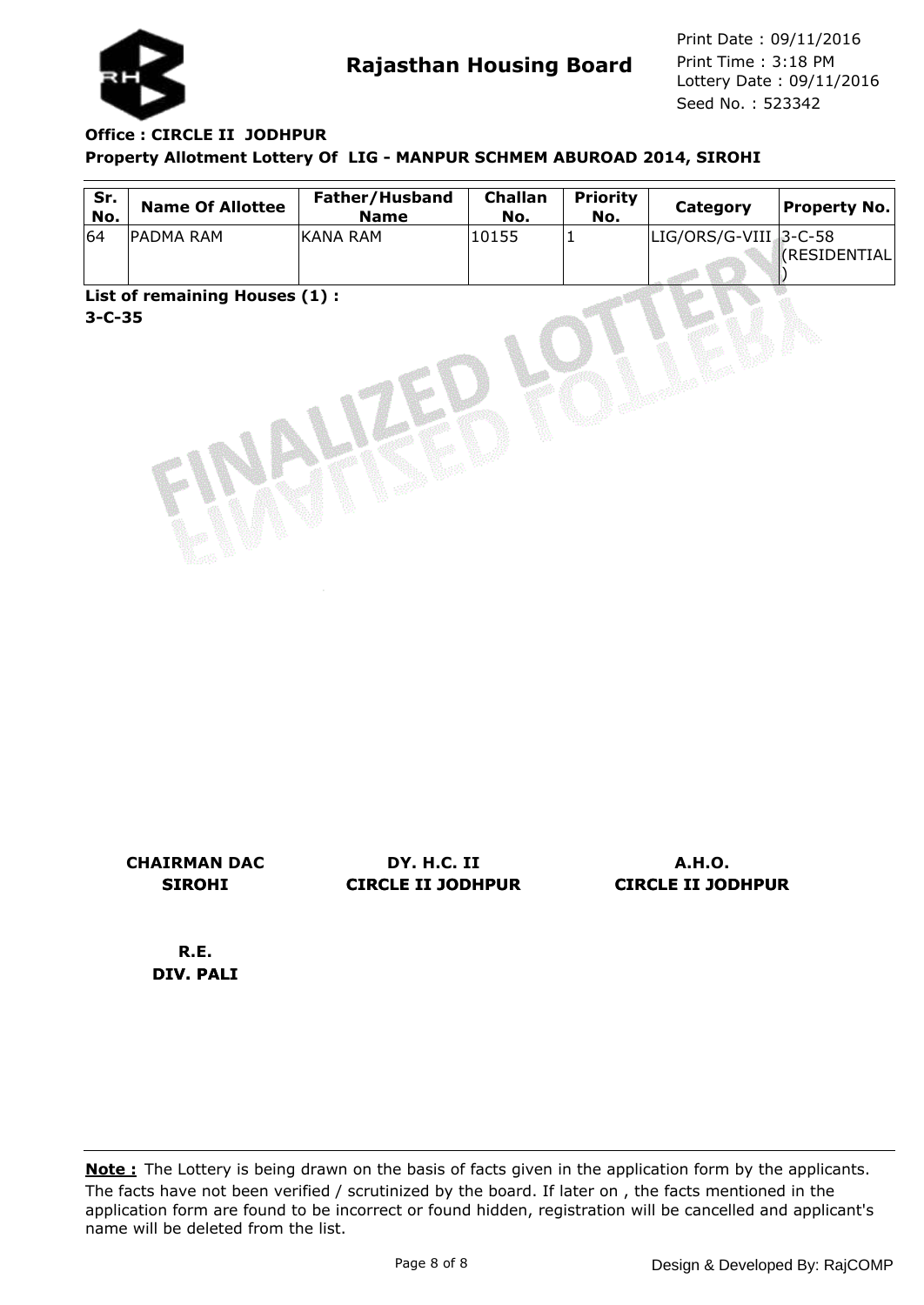**Rajasthan Housing Board**

Print Date : 09/11/2016
Print Time : 3:18 PM
Lottery Date : 09/11/2016
Seed No. : 523342

**Office : CIRCLE II JODHPUR**

**Property Allotment Lottery Of LIG - MANPUR SCHMEM ABUROAD 2014, SIROHI**

| Sr. No. | Name Of Allottee | Father/Husband Name | Challan No. | Priority No. | Category | Property No. |
|---|---|---|---|---|---|---|
| 64 | PADMA RAM | KANA RAM | 10155 | 1 | LIG/ORS/G-VIII | 3-C-58 (RESIDENTIAL) |

**List of remaining Houses (1) :**

**3-C-35**

FINALIZED LOTTERY

**CHAIRMAN DAC**
**SIROHI**

**DY. H.C. II**
**CIRCLE II JODHPUR**

**A.H.O.**
**CIRCLE II JODHPUR**

**R.E.**
**DIV. PALI**

**Note :** The Lottery is being drawn on the basis of facts given in the application form by the applicants. The facts have not been verified / scrutinized by the board. If later on , the facts mentioned in the application form are found to be incorrect or found hidden, registration will be cancelled and applicant's name will be deleted from the list.

Design & Developed By: RajCOMP